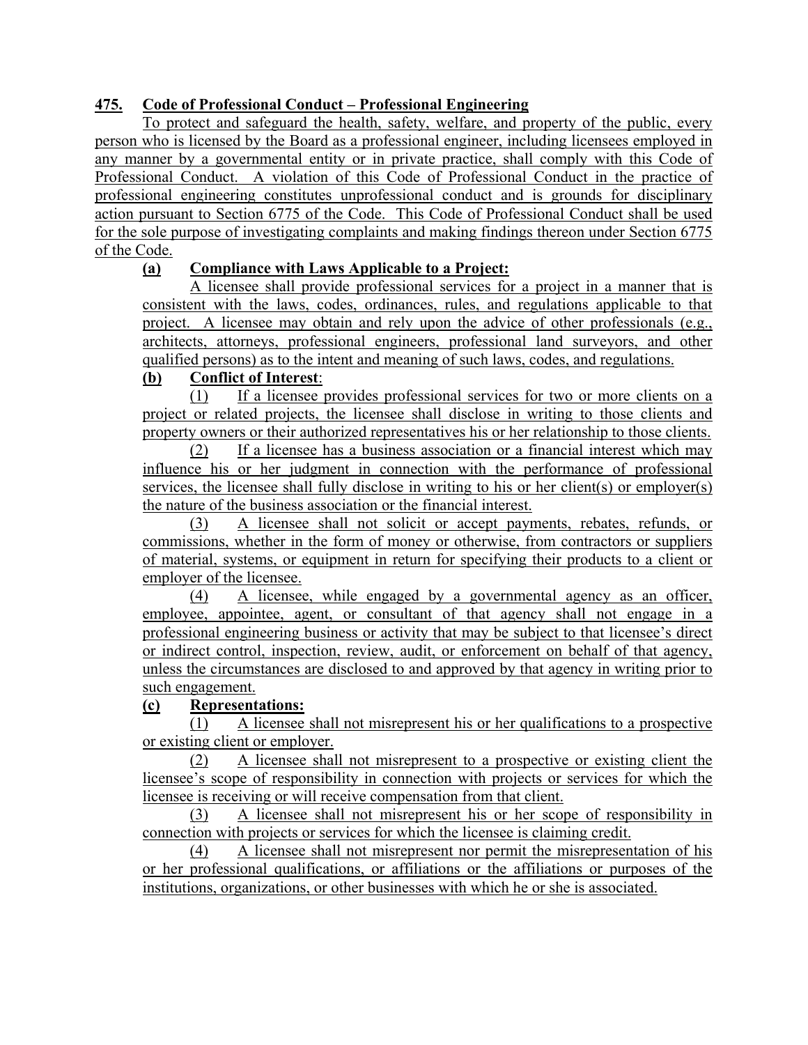## **475. Code of Professional Conduct – Professional Engineering**

To protect and safeguard the health, safety, welfare, and property of the public, every person who is licensed by the Board as a professional engineer, including licensees employed in any manner by a governmental entity or in private practice, shall comply with this Code of Professional Conduct. A violation of this Code of Professional Conduct in the practice of professional engineering constitutes unprofessional conduct and is grounds for disciplinary action pursuant to Section 6775 of the Code. This Code of Professional Conduct shall be used for the sole purpose of investigating complaints and making findings thereon under Section 6775 of the Code.

**(a) Compliance with Laws Applicable to a Project:**

A licensee shall provide professional services for a project in a manner that is consistent with the laws, codes, ordinances, rules, and regulations applicable to that project. A licensee may obtain and rely upon the advice of other professionals (e.g., architects, attorneys, professional engineers, professional land surveyors, and other qualified persons) as to the intent and meaning of such laws, codes, and regulations.

**(b) Conflict of Interest**:

(1) If a licensee provides professional services for two or more clients on a project or related projects, the licensee shall disclose in writing to those clients and property owners or their authorized representatives his or her relationship to those clients.

(2) If a licensee has a business association or a financial interest which may influence his or her judgment in connection with the performance of professional services, the licensee shall fully disclose in writing to his or her client(s) or employer(s) the nature of the business association or the financial interest.

(3) A licensee shall not solicit or accept payments, rebates, refunds, or commissions, whether in the form of money or otherwise, from contractors or suppliers of material, systems, or equipment in return for specifying their products to a client or employer of the licensee.

(4) A licensee, while engaged by a governmental agency as an officer, employee, appointee, agent, or consultant of that agency shall not engage in a professional engineering business or activity that may be subject to that licensee's direct or indirect control, inspection, review, audit, or enforcement on behalf of that agency, unless the circumstances are disclosed to and approved by that agency in writing prior to such engagement.

**(c) Representations:**

(1) A licensee shall not misrepresent his or her qualifications to a prospective or existing client or employer.

(2) A licensee shall not misrepresent to a prospective or existing client the licensee's scope of responsibility in connection with projects or services for which the licensee is receiving or will receive compensation from that client.

(3) A licensee shall not misrepresent his or her scope of responsibility in connection with projects or services for which the licensee is claiming credit.

(4) A licensee shall not misrepresent nor permit the misrepresentation of his or her professional qualifications, or affiliations or the affiliations or purposes of the institutions, organizations, or other businesses with which he or she is associated.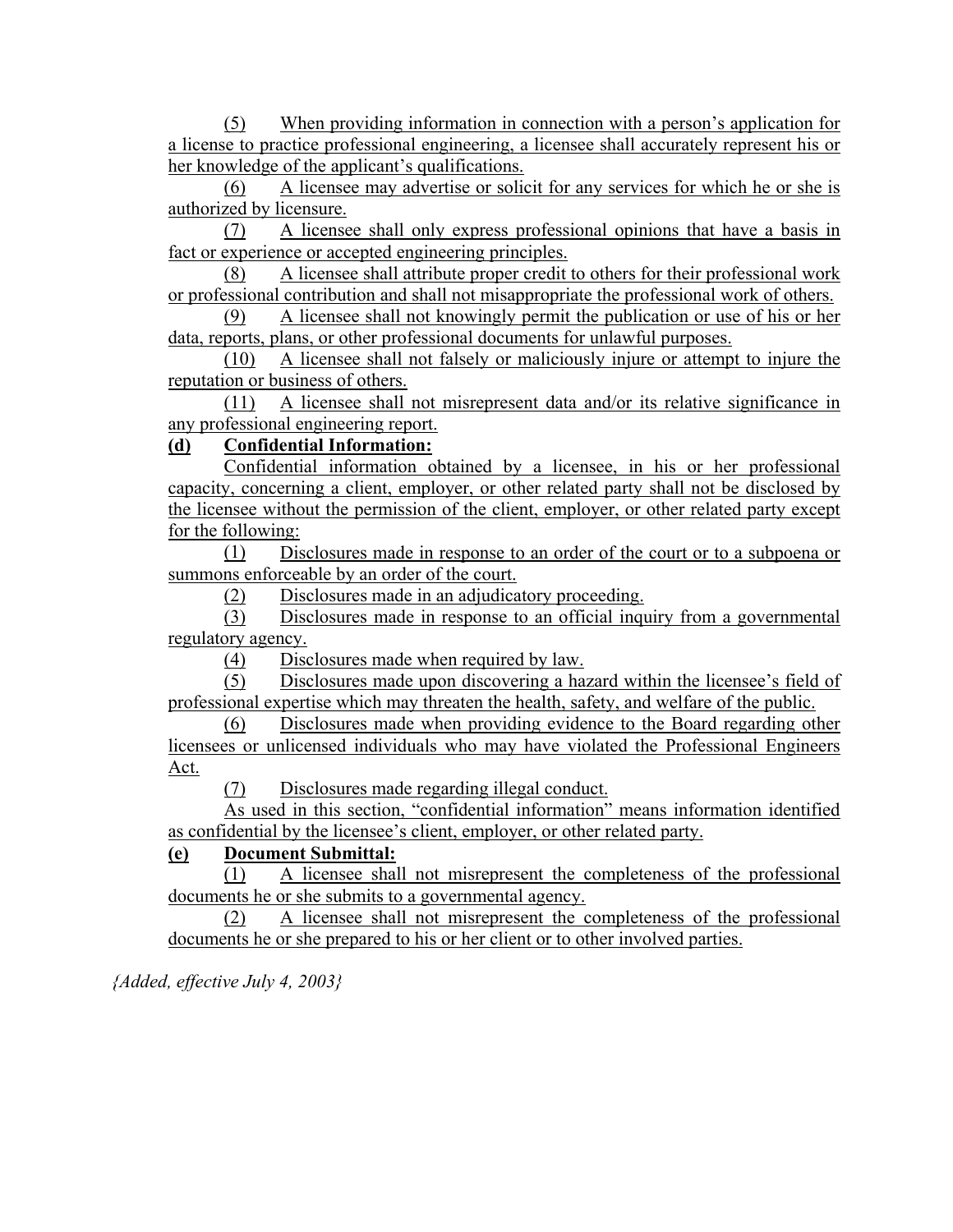(5) When providing information in connection with a person's application for a license to practice professional engineering, a licensee shall accurately represent his or her knowledge of the applicant's qualifications.

(6) A licensee may advertise or solicit for any services for which he or she is authorized by licensure.

(7) A licensee shall only express professional opinions that have a basis in fact or experience or accepted engineering principles.

(8) A licensee shall attribute proper credit to others for their professional work or professional contribution and shall not misappropriate the professional work of others.

(9) A licensee shall not knowingly permit the publication or use of his or her data, reports, plans, or other professional documents for unlawful purposes.

(10) A licensee shall not falsely or maliciously injure or attempt to injure the reputation or business of others.

(11) A licensee shall not misrepresent data and/or its relative significance in any professional engineering report.

**(d) Confidential Information:**

Confidential information obtained by a licensee, in his or her professional capacity, concerning a client, employer, or other related party shall not be disclosed by the licensee without the permission of the client, employer, or other related party except for the following:

(1) Disclosures made in response to an order of the court or to a subpoena or summons enforceable by an order of the court.

(2) Disclosures made in an adjudicatory proceeding.

(3) Disclosures made in response to an official inquiry from a governmental regulatory agency.

(4) Disclosures made when required by law.

(5) Disclosures made upon discovering a hazard within the licensee's field of professional expertise which may threaten the health, safety, and welfare of the public.

(6) Disclosures made when providing evidence to the Board regarding other licensees or unlicensed individuals who may have violated the Professional Engineers Act.

(7) Disclosures made regarding illegal conduct.

As used in this section, "confidential information" means information identified as confidential by the licensee's client, employer, or other related party.

**(e) Document Submittal:**

(1) A licensee shall not misrepresent the completeness of the professional documents he or she submits to a governmental agency.

(2) A licensee shall not misrepresent the completeness of the professional documents he or she prepared to his or her client or to other involved parties.

*{Added, effective July 4, 2003}*